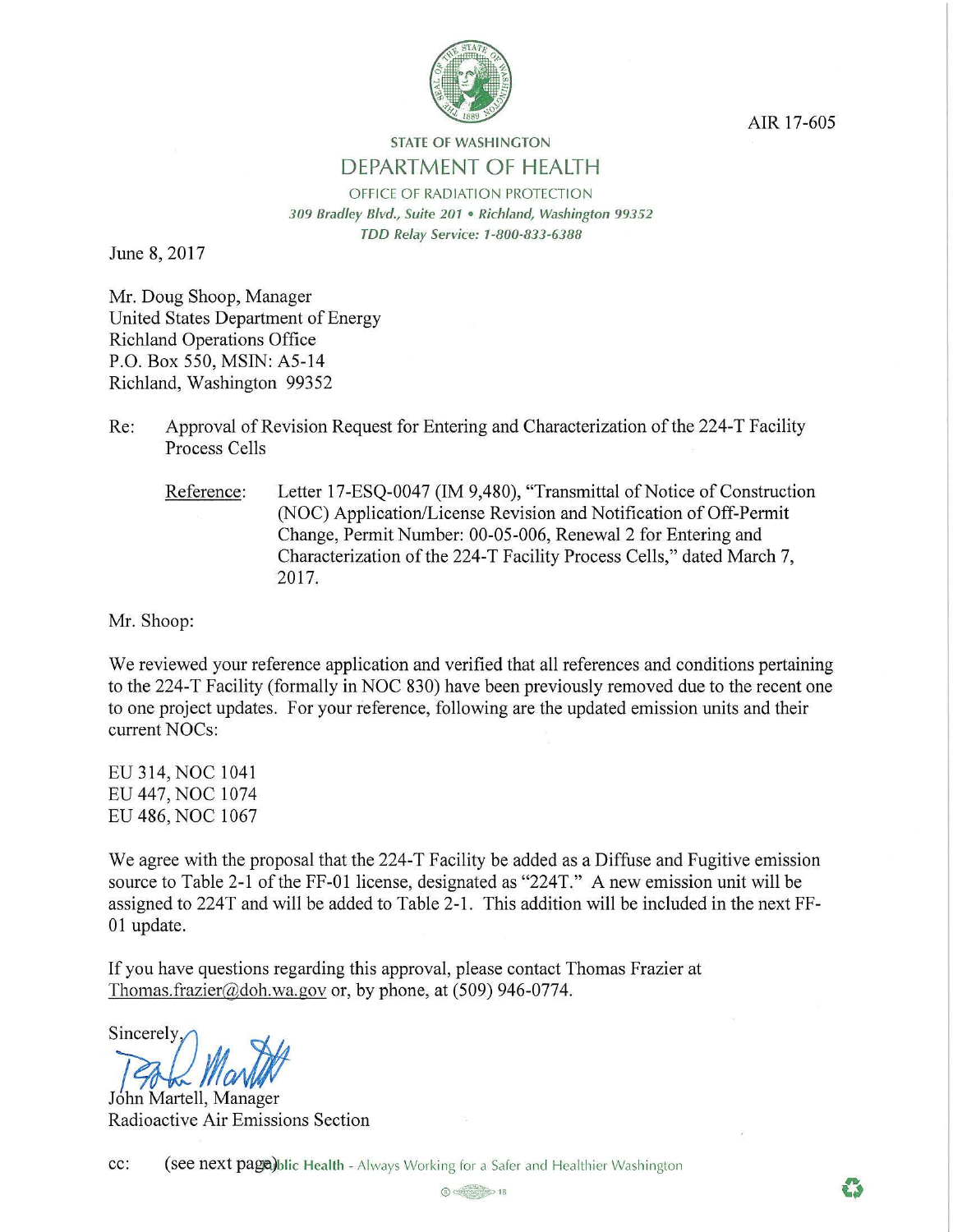AIR 17-605

STATE OF WASHINGTON

DEPARTMENT OF HEALTH

OFFICE OF RADIATION PROTECTION

*309 Bradley Blvd., Suite 201 • Richland, Washington 99352*

*TDD Relay Service: 1-800-833-6388*

June 8, 2017

Mr. Doug Shoop, Manager
United States Department of Energy
Richland Operations Office
P.O. Box 550, MSIN: A5-14
Richland, Washington 99352

Re: Approval of Revision Request for Entering and Characterization of the 224-T Facility Process Cells

Reference: Letter 17-ESQ-0047 (IM 9,480), "Transmittal of Notice of Construction (NOC) Application/License Revision and Notification of Off-Permit Change, Permit Number: 00-05-006, Renewal 2 for Entering and Characterization of the 224-T Facility Process Cells," dated March 7, 2017.

Mr. Shoop:

We reviewed your reference application and verified that all references and conditions pertaining to the 224-T Facility (formally in NOC 830) have been previously removed due to the recent one to one project updates. For your reference, following are the updated emission units and their current NOCs:

EU 314, NOC 1041
EU 447, NOC 1074
EU 486, NOC 1067

We agree with the proposal that the 224-T Facility be added as a Diffuse and Fugitive emission source to Table 2-1 of the FF-01 license, designated as "224T." A new emission unit will be assigned to 224T and will be added to Table 2-1. This addition will be included in the next FF-01 update.

If you have questions regarding this approval, please contact Thomas Frazier at Thomas.frazier@doh.wa.gov or, by phone, at (509) 946-0774.

Sincerely,

John Martell, Manager
Radioactive Air Emissions Section

cc: (see next page)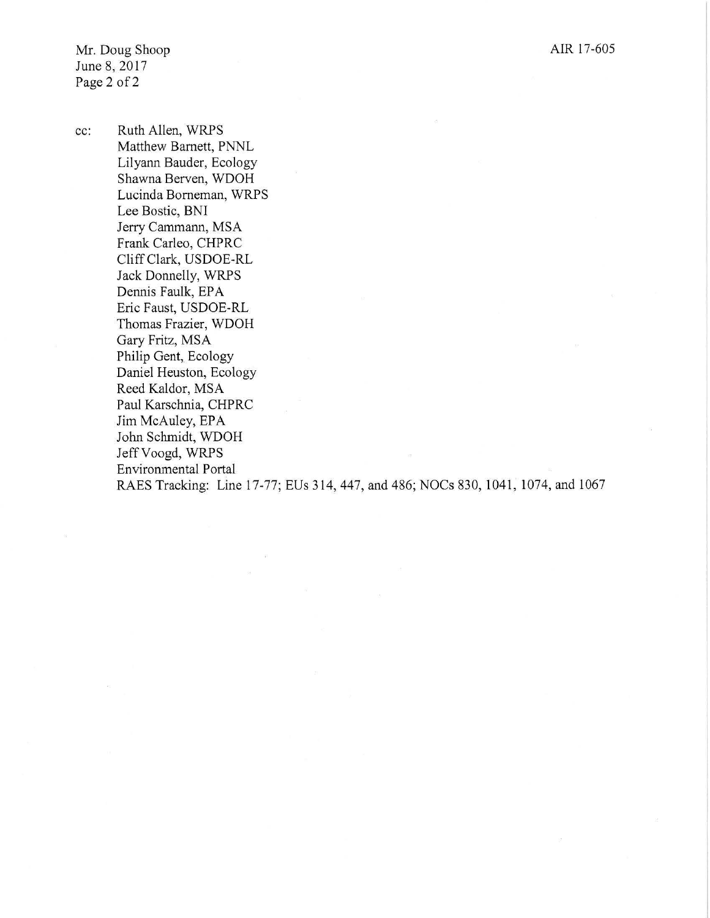cc: Ruth Allen, WRPS
Matthew Barnett, PNNL
Lilyann Bauder, Ecology
Shawna Berven, WDOH
Lucinda Borneman, WRPS
Lee Bostic, BNI
Jerry Cammann, MSA
Frank Carleo, CHPRC
Cliff Clark, USDOE-RL
Jack Donnelly, WRPS
Dennis Faulk, EPA
Eric Faust, USDOE-RL
Thomas Frazier, WDOH
Gary Fritz, MSA
Philip Gent, Ecology
Daniel Heuston, Ecology
Reed Kaldor, MSA
Paul Karschnia, CHPRC
Jim McAuley, EPA
John Schmidt, WDOH
Jeff Voogd, WRPS
Environmental Portal
RAES Tracking: Line 17-77; EUs 314, 447, and 486; NOCs 830, 1041, 1074, and 1067